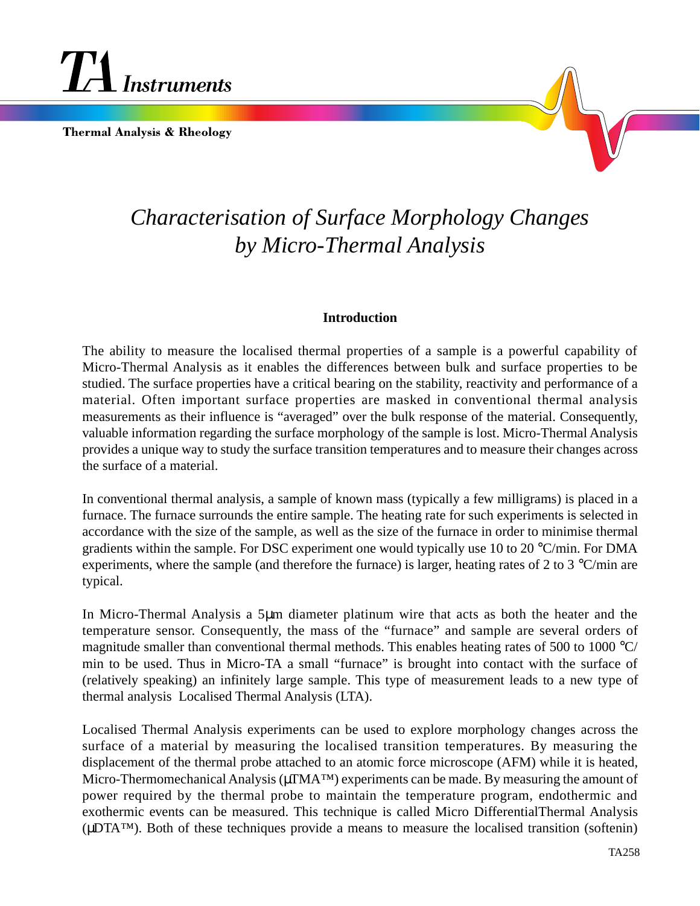TA Instruments

Thermal Analysis & Rheology

# *Characterisation of Surface Morphology Changes by Micro-Thermal Analysis*

## Introduction

The ability to measure the localised thermal properties of a sample is a powerful capability of Micro-Thermal Analysis as it enables the differences between bulk and surface properties to be studied. The surface properties have a critical bearing on the stability, reactivity and performance of a material. Often important surface properties are masked in conventional thermal analysis measurements as their influence is "averaged" over the bulk response of the material. Consequently, valuable information regarding the surface morphology of the sample is lost. Micro-Thermal Analysis provides a unique way to study the surface transition temperatures and to measure their changes across the surface of a material.

In conventional thermal analysis, a sample of known mass (typically a few milligrams) is placed in a furnace. The furnace surrounds the entire sample. The heating rate for such experiments is selected in accordance with the size of the sample, as well as the size of the furnace in order to minimise thermal gradients within the sample. For DSC experiment one would typically use 10 to 20 °C/min. For DMA experiments, where the sample (and therefore the furnace) is larger, heating rates of 2 to 3 °C/min are typical.

In Micro-Thermal Analysis a 5µm diameter platinum wire that acts as both the heater and the temperature sensor. Consequently, the mass of the "furnace" and sample are several orders of magnitude smaller than conventional thermal methods. This enables heating rates of 500 to 1000 °C/min to be used. Thus in Micro-TA a small "furnace" is brought into contact with the surface of (relatively speaking) an infinitely large sample. This type of measurement leads to a new type of thermal analysis  Localised Thermal Analysis (LTA).

Localised Thermal Analysis experiments can be used to explore morphology changes across the surface of a material by measuring the localised transition temperatures. By measuring the displacement of the thermal probe attached to an atomic force microscope (AFM) while it is heated, Micro-Thermomechanical Analysis (µTMA™) experiments can be made. By measuring the amount of power required by the thermal probe to maintain the temperature program, endothermic and exothermic events can be measured. This technique is called Micro DifferentialThermal Analysis (µDTA™). Both of these techniques provide a means to measure the localised transition (softenin)

TA258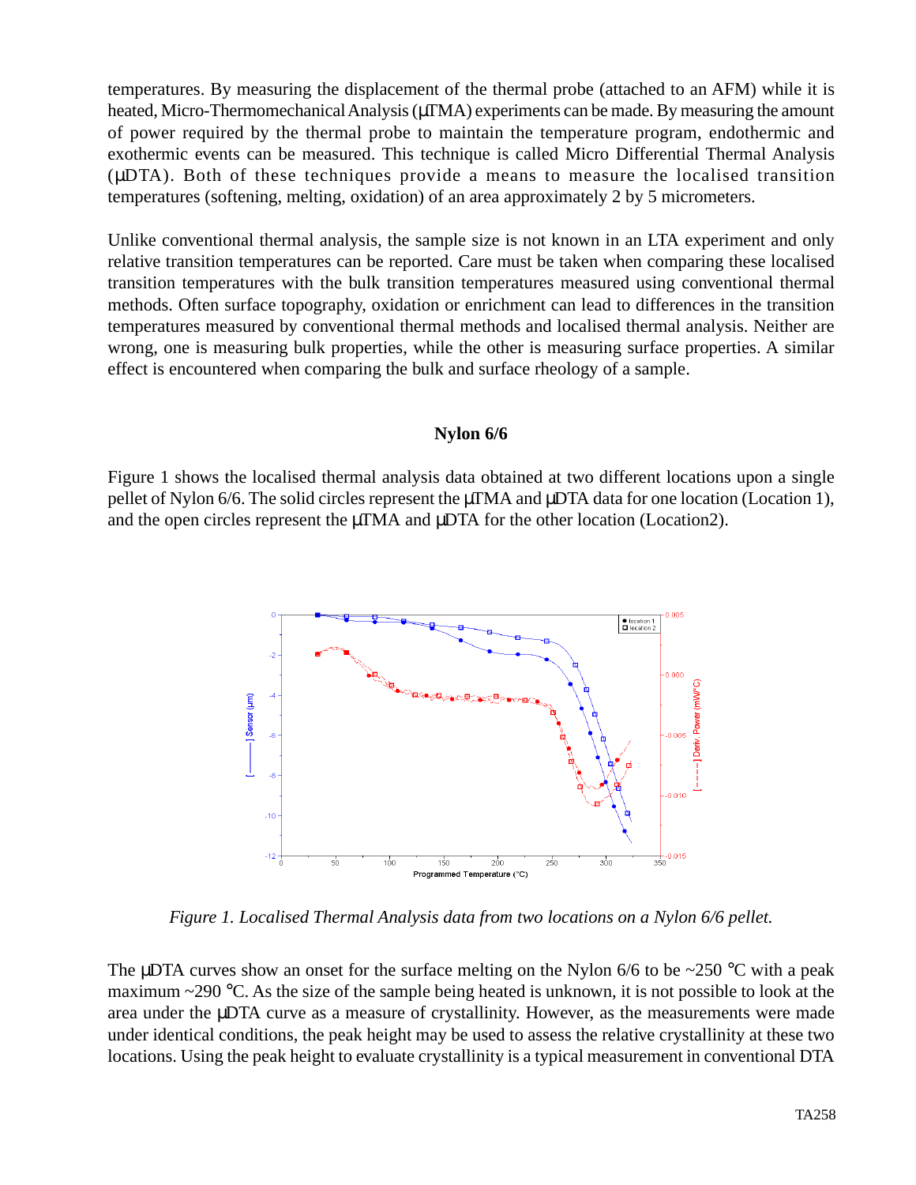temperatures. By measuring the displacement of the thermal probe (attached to an AFM) while it is heated, Micro-Thermomechanical Analysis (μTMA) experiments can be made. By measuring the amount of power required by the thermal probe to maintain the temperature program, endothermic and exothermic events can be measured. This technique is called Micro Differential Thermal Analysis (μDTA). Both of these techniques provide a means to measure the localised transition temperatures (softening, melting, oxidation) of an area approximately 2 by 5 micrometers.

Unlike conventional thermal analysis, the sample size is not known in an LTA experiment and only relative transition temperatures can be reported. Care must be taken when comparing these localised transition temperatures with the bulk transition temperatures measured using conventional thermal methods. Often surface topography, oxidation or enrichment can lead to differences in the transition temperatures measured by conventional thermal methods and localised thermal analysis. Neither are wrong, one is measuring bulk properties, while the other is measuring surface properties. A similar effect is encountered when comparing the bulk and surface rheology of a sample.

## Nylon 6/6

Figure 1 shows the localised thermal analysis data obtained at two different locations upon a single pellet of Nylon 6/6. The solid circles represent the μTMA and μDTA data for one location (Location 1), and the open circles represent the μTMA and μDTA for the other location (Location2).

*Figure 1. Localised Thermal Analysis data from two locations on a Nylon 6/6 pellet.*

The μDTA curves show an onset for the surface melting on the Nylon 6/6 to be ~250 °C with a peak maximum ~290 °C. As the size of the sample being heated is unknown, it is not possible to look at the area under the μDTA curve as a measure of crystallinity. However, as the measurements were made under identical conditions, the peak height may be used to assess the relative crystallinity at these two locations. Using the peak height to evaluate crystallinity is a typical measurement in conventional DTA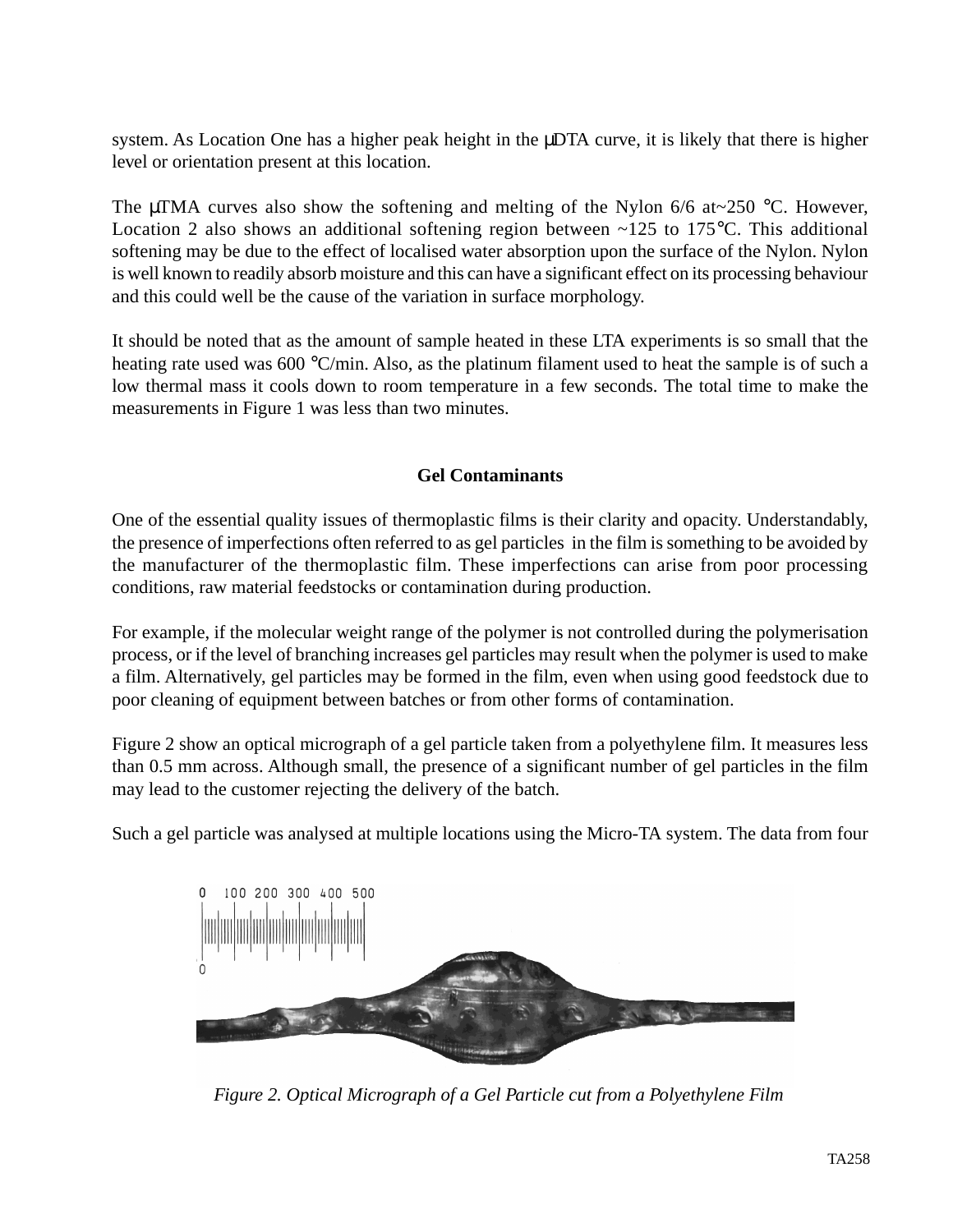system. As Location One has a higher peak height in the μDTA curve, it is likely that there is higher level or orientation present at this location.

The μTMA curves also show the softening and melting of the Nylon 6/6 at~250 °C. However, Location 2 also shows an additional softening region between ~125 to 175°C. This additional softening may be due to the effect of localised water absorption upon the surface of the Nylon. Nylon is well known to readily absorb moisture and this can have a significant effect on its processing behaviour and this could well be the cause of the variation in surface morphology.

It should be noted that as the amount of sample heated in these LTA experiments is so small that the heating rate used was 600 °C/min. Also, as the platinum filament used to heat the sample is of such a low thermal mass it cools down to room temperature in a few seconds. The total time to make the measurements in Figure 1 was less than two minutes.

## Gel Contaminants

One of the essential quality issues of thermoplastic films is their clarity and opacity. Understandably, the presence of imperfections often referred to as gel particles in the film is something to be avoided by the manufacturer of the thermoplastic film. These imperfections can arise from poor processing conditions, raw material feedstocks or contamination during production.

For example, if the molecular weight range of the polymer is not controlled during the polymerisation process, or if the level of branching increases gel particles may result when the polymer is used to make a film. Alternatively, gel particles may be formed in the film, even when using good feedstock due to poor cleaning of equipment between batches or from other forms of contamination.

Figure 2 show an optical micrograph of a gel particle taken from a polyethylene film. It measures less than 0.5 mm across. Although small, the presence of a significant number of gel particles in the film may lead to the customer rejecting the delivery of the batch.

Such a gel particle was analysed at multiple locations using the Micro-TA system. The data from four

*Figure 2. Optical Micrograph of a Gel Particle cut from a Polyethylene Film*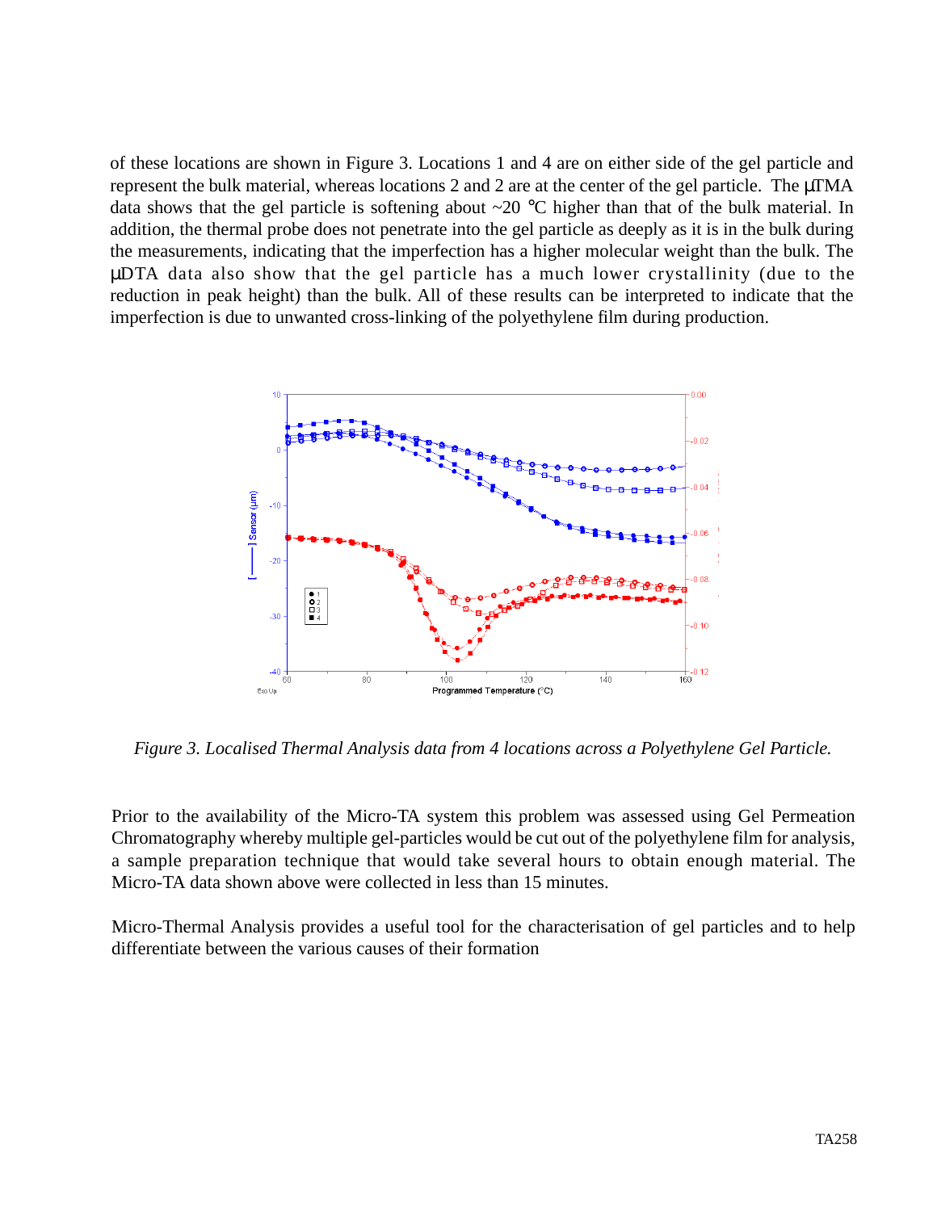of these locations are shown in Figure 3. Locations 1 and 4 are on either side of the gel particle and represent the bulk material, whereas locations 2 and 2 are at the center of the gel particle. The μTMA data shows that the gel particle is softening about ~20 °C higher than that of the bulk material. In addition, the thermal probe does not penetrate into the gel particle as deeply as it is in the bulk during the measurements, indicating that the imperfection has a higher molecular weight than the bulk. The μDTA data also show that the gel particle has a much lower crystallinity (due to the reduction in peak height) than the bulk. All of these results can be interpreted to indicate that the imperfection is due to unwanted cross-linking of the polyethylene film during production.

*Figure 3. Localised Thermal Analysis data from 4 locations across a Polyethylene Gel Particle.*

Prior to the availability of the Micro-TA system this problem was assessed using Gel Permeation Chromatography whereby multiple gel-particles would be cut out of the polyethylene film for analysis, a sample preparation technique that would take several hours to obtain enough material. The Micro-TA data shown above were collected in less than 15 minutes.

Micro-Thermal Analysis provides a useful tool for the characterisation of gel particles and to help differentiate between the various causes of their formation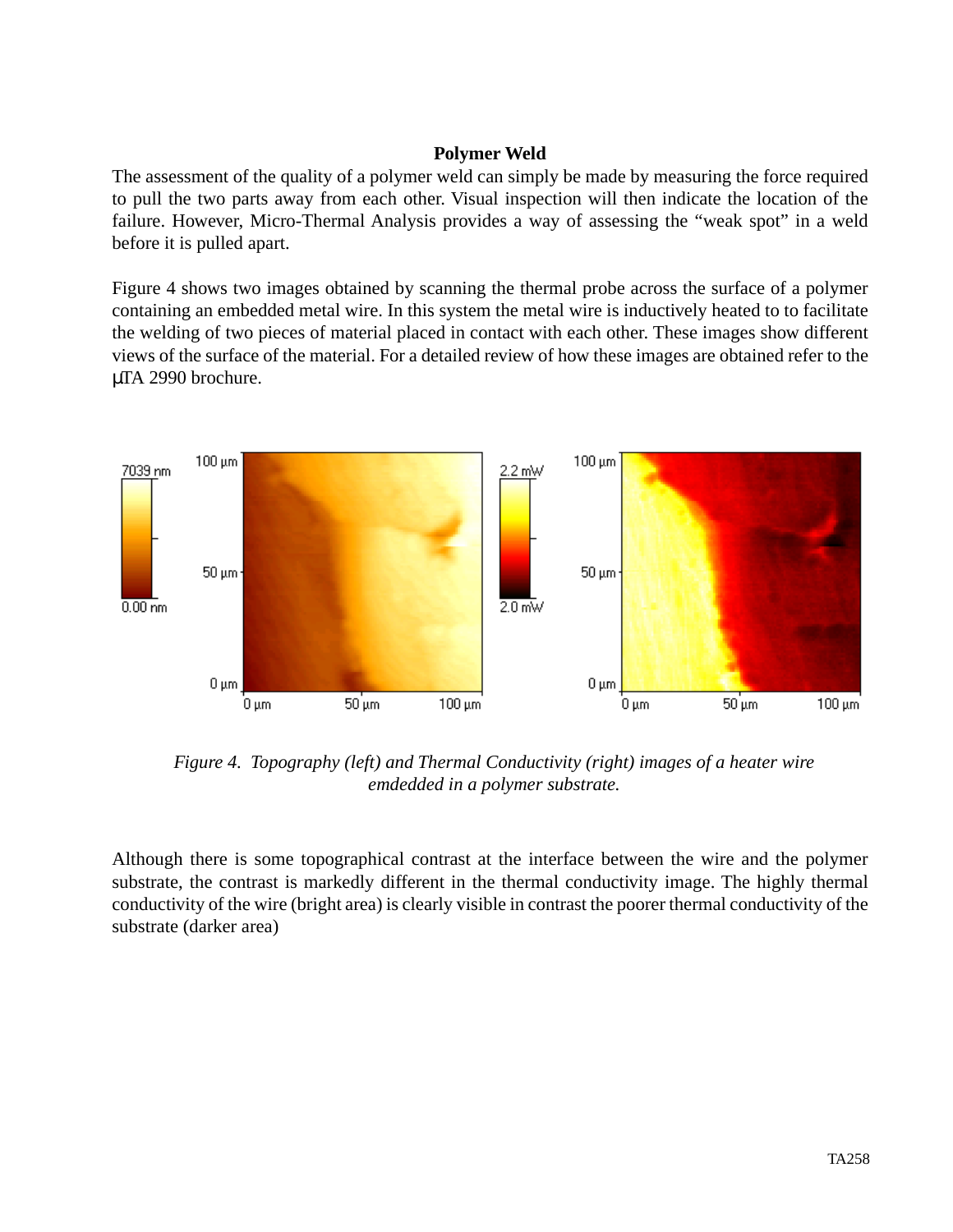**Polymer Weld**

The assessment of the quality of a polymer weld can simply be made by measuring the force required to pull the two parts away from each other. Visual inspection will then indicate the location of the failure. However, Micro-Thermal Analysis provides a way of assessing the “weak spot” in a weld before it is pulled apart.

Figure 4 shows two images obtained by scanning the thermal probe across the surface of a polymer containing an embedded metal wire. In this system the metal wire is inductively heated to to facilitate the welding of two pieces of material placed in contact with each other. These images show different views of the surface of the material. For a detailed review of how these images are obtained refer to the μTA 2990 brochure.

*Figure 4. Topography (left) and Thermal Conductivity (right) images of a heater wire emdedded in a polymer substrate.*

Although there is some topographical contrast at the interface between the wire and the polymer substrate, the contrast is markedly different in the thermal conductivity image. The highly thermal conductivity of the wire (bright area) is clearly visible in contrast the poorer thermal conductivity of the substrate (darker area)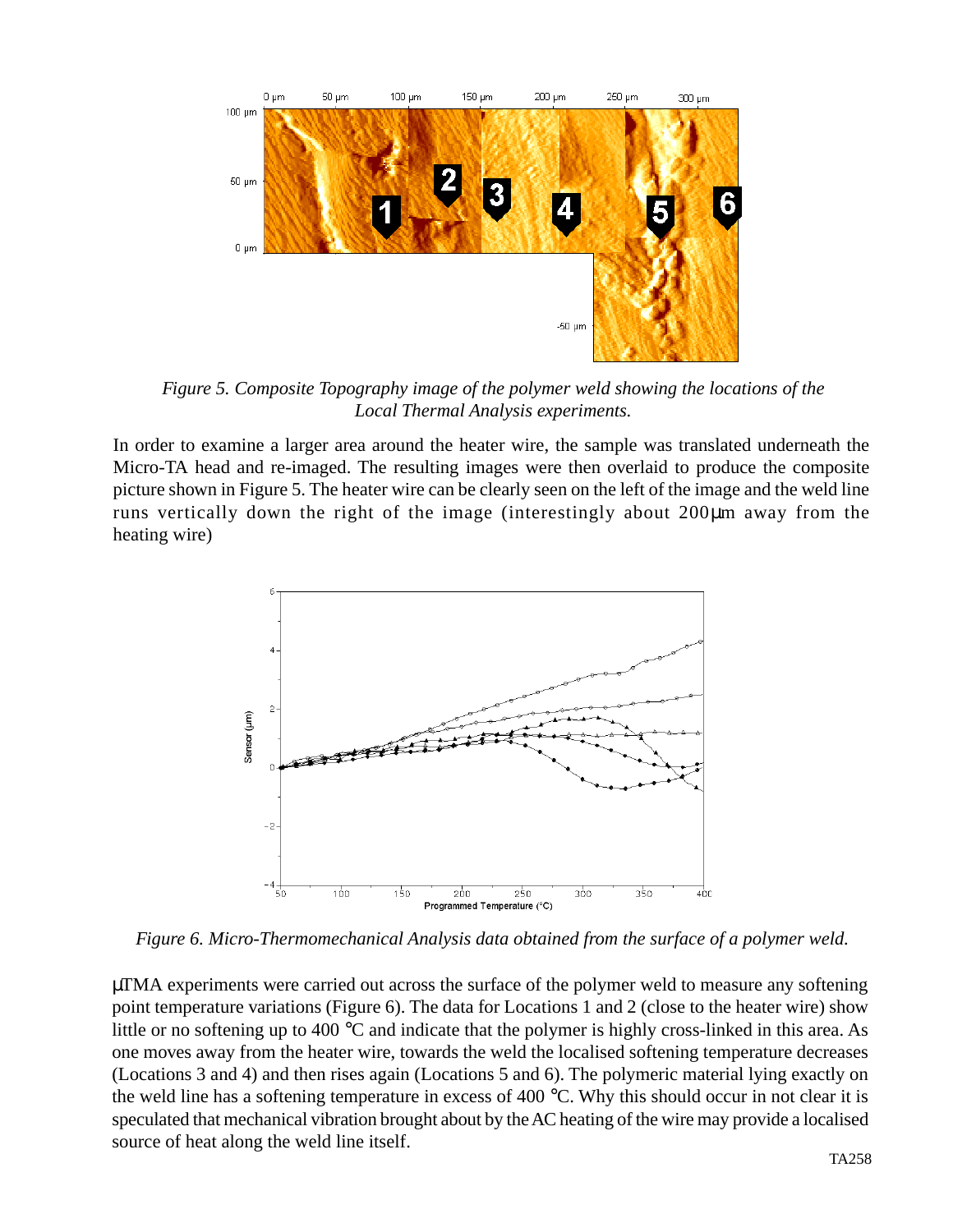*Figure 5. Composite Topography image of the polymer weld showing the locations of the Local Thermal Analysis experiments.*

In order to examine a larger area around the heater wire, the sample was translated underneath the Micro-TA head and re-imaged. The resulting images were then overlaid to produce the composite picture shown in Figure 5. The heater wire can be clearly seen on the left of the image and the weld line runs vertically down the right of the image (interestingly about 200μm away from the heating wire)

*Figure 6. Micro-Thermomechanical Analysis data obtained from the surface of a polymer weld.*

μTMA experiments were carried out across the surface of the polymer weld to measure any softening point temperature variations (Figure 6). The data for Locations 1 and 2 (close to the heater wire) show little or no softening up to 400 °C and indicate that the polymer is highly cross-linked in this area. As one moves away from the heater wire, towards the weld the localised softening temperature decreases (Locations 3 and 4) and then rises again (Locations 5 and 6). The polymeric material lying exactly on the weld line has a softening temperature in excess of 400 °C. Why this should occur in not clear it is speculated that mechanical vibration brought about by the AC heating of the wire may provide a localised source of heat along the weld line itself.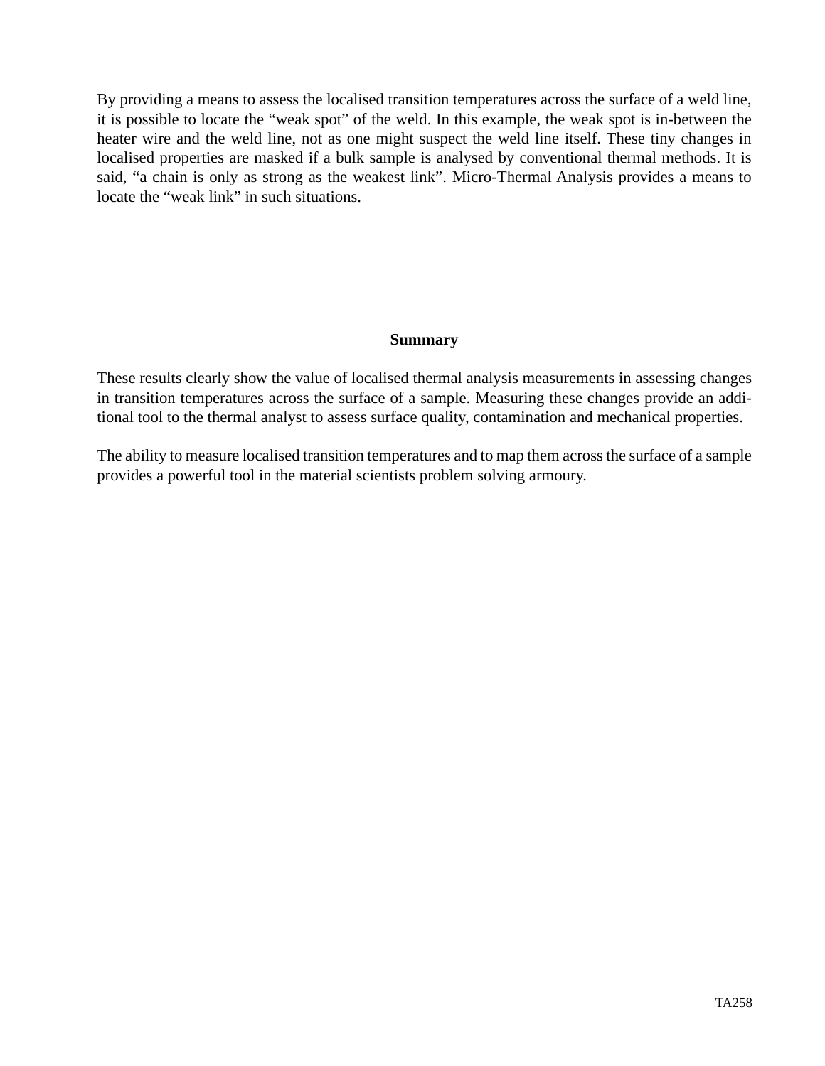By providing a means to assess the localised transition temperatures across the surface of a weld line, it is possible to locate the "weak spot" of the weld. In this example, the weak spot is in-between the heater wire and the weld line, not as one might suspect the weld line itself. These tiny changes in localised properties are masked if a bulk sample is analysed by conventional thermal methods. It is said, "a chain is only as strong as the weakest link". Micro-Thermal Analysis provides a means to locate the "weak link" in such situations.

## Summary

These results clearly show the value of localised thermal analysis measurements in assessing changes in transition temperatures across the surface of a sample. Measuring these changes provide an additional tool to the thermal analyst to assess surface quality, contamination and mechanical properties.

The ability to measure localised transition temperatures and to map them across the surface of a sample provides a powerful tool in the material scientists problem solving armoury.